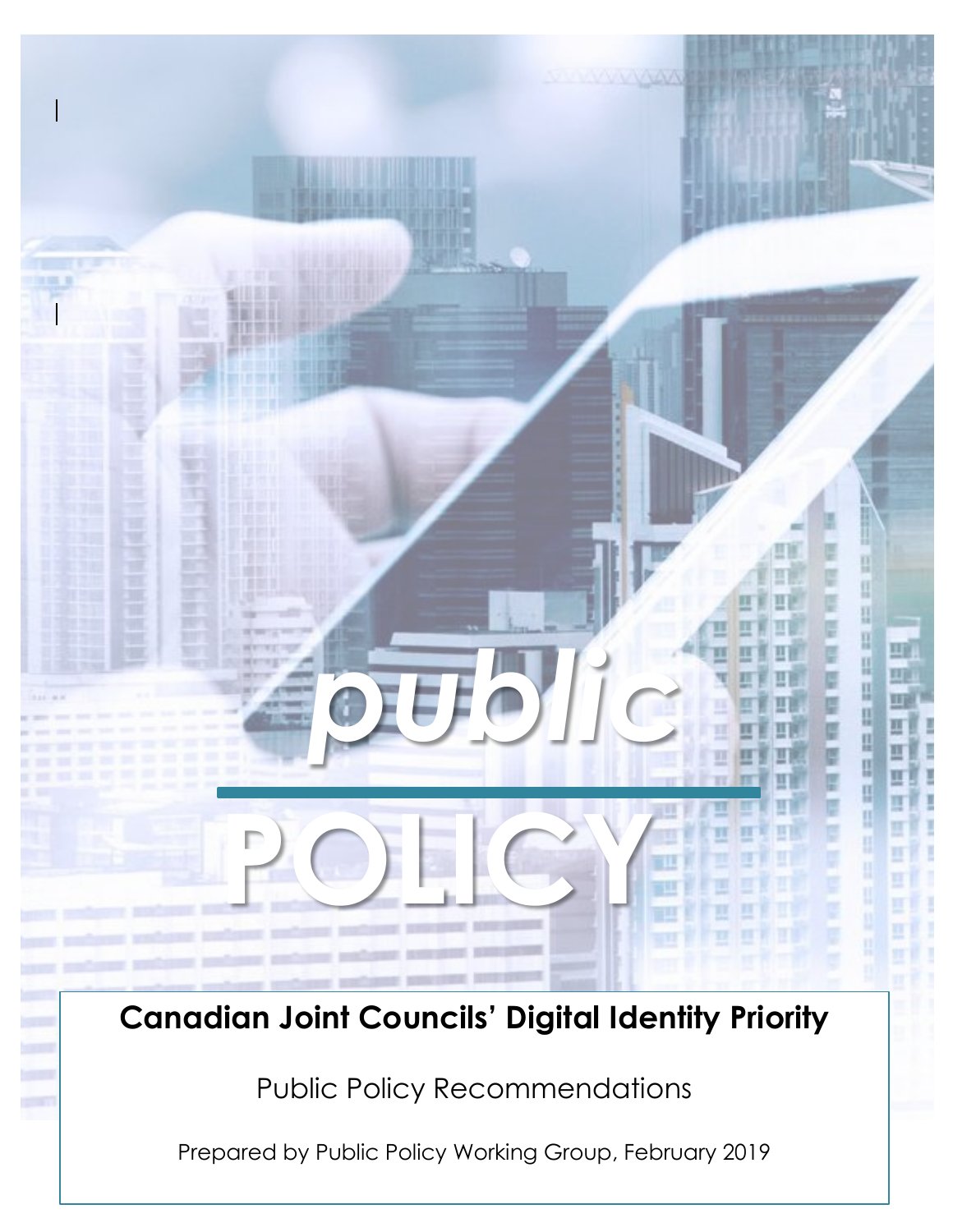*public*

# POLICY

## Canadian Joint Councils' Digital Identity Priority

Public Policy Recommendations

Prepared by Public Policy Working Group, February 2019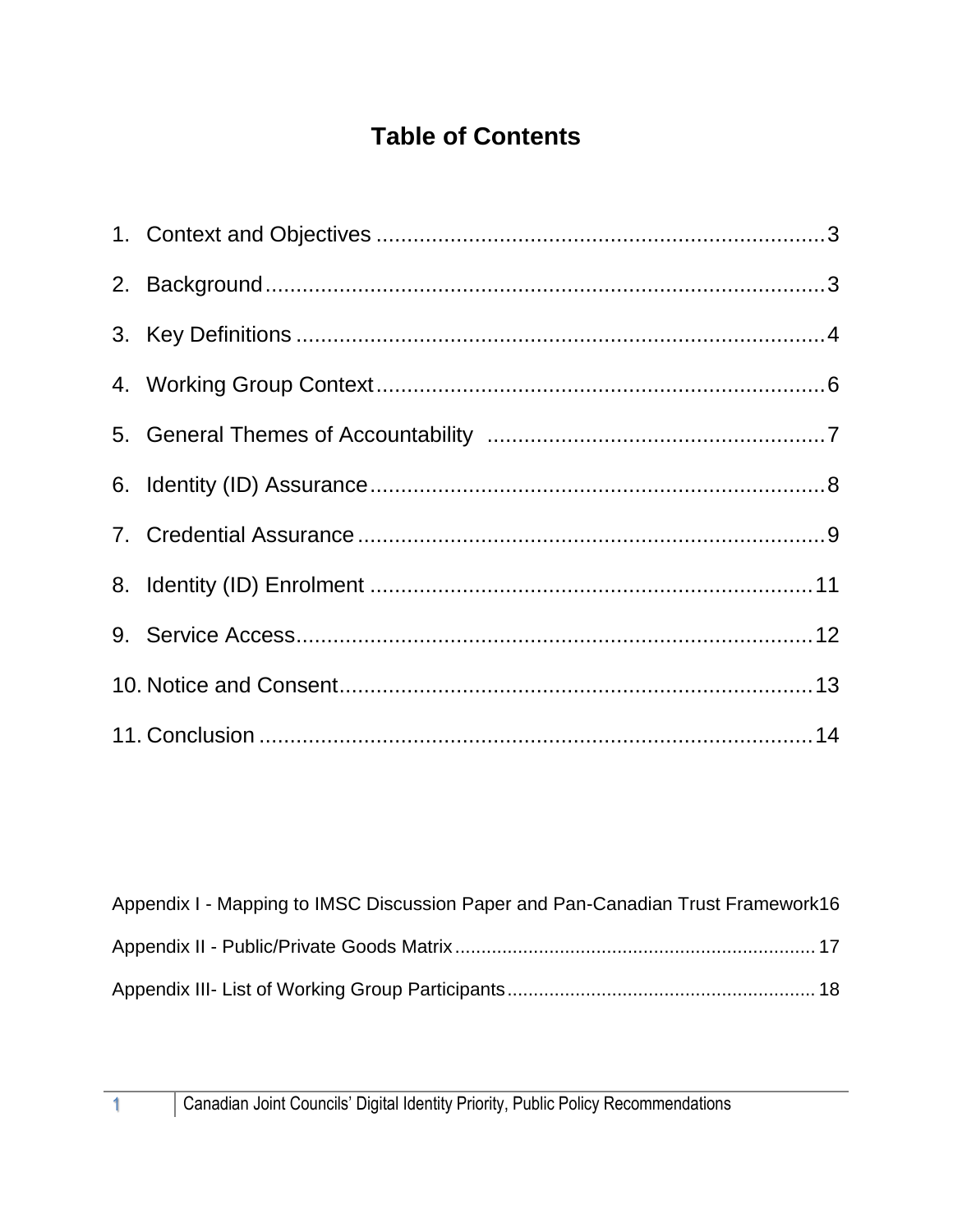# Table of Contents

1. Context and Objectives ........................................................................ 3
2. Background ........................................................................................ 3
3. Key Definitions .................................................................................... 4
4. Working Group Context ........................................................................ 6
5. General Themes of Accountability ....................................................... 7
6. Identity (ID) Assurance ........................................................................ 8
7. Credential Assurance ........................................................................... 9
8. Identity (ID) Enrolment ....................................................................... 11
9. Service Access ................................................................................... 12
10. Notice and Consent ............................................................................ 13
11. Conclusion ........................................................................................ 14

Appendix I - Mapping to IMSC Discussion Paper and Pan-Canadian Trust Framework 16

Appendix II - Public/Private Goods Matrix ................................................................... 17

Appendix III- List of Working Group Participants ......................................................... 18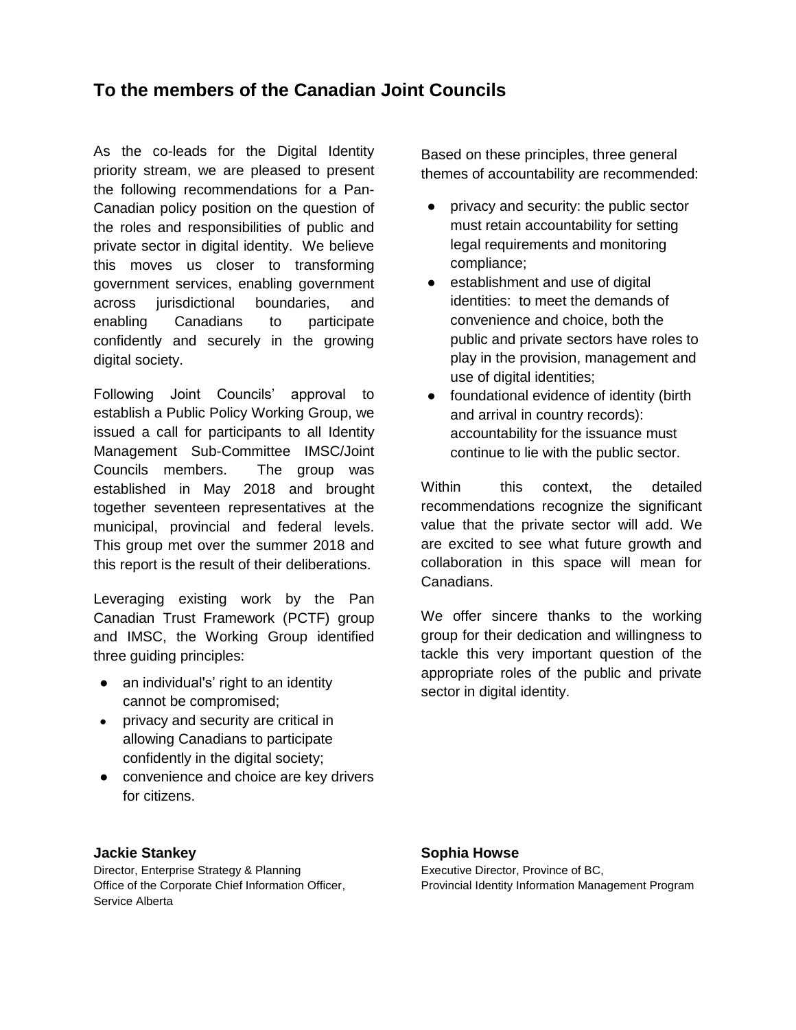## To the members of the Canadian Joint Councils

As the co-leads for the Digital Identity priority stream, we are pleased to present the following recommendations for a Pan-Canadian policy position on the question of the roles and responsibilities of public and private sector in digital identity. We believe this moves us closer to transforming government services, enabling government across jurisdictional boundaries, and enabling Canadians to participate confidently and securely in the growing digital society.

Following Joint Councils' approval to establish a Public Policy Working Group, we issued a call for participants to all Identity Management Sub-Committee IMSC/Joint Councils members. The group was established in May 2018 and brought together seventeen representatives at the municipal, provincial and federal levels. This group met over the summer 2018 and this report is the result of their deliberations.

Leveraging existing work by the Pan Canadian Trust Framework (PCTF) group and IMSC, the Working Group identified three guiding principles:

- an individual's' right to an identity cannot be compromised;
- privacy and security are critical in allowing Canadians to participate confidently in the digital society;
- convenience and choice are key drivers for citizens.

Based on these principles, three general themes of accountability are recommended:

- privacy and security: the public sector must retain accountability for setting legal requirements and monitoring compliance;
- establishment and use of digital identities: to meet the demands of convenience and choice, both the public and private sectors have roles to play in the provision, management and use of digital identities;
- foundational evidence of identity (birth and arrival in country records): accountability for the issuance must continue to lie with the public sector.

Within this context, the detailed recommendations recognize the significant value that the private sector will add. We are excited to see what future growth and collaboration in this space will mean for Canadians.

We offer sincere thanks to the working group for their dedication and willingness to tackle this very important question of the appropriate roles of the public and private sector in digital identity.

**Jackie Stankey**
Director, Enterprise Strategy & Planning
Office of the Corporate Chief Information Officer,
Service Alberta

**Sophia Howse**
Executive Director, Province of BC,
Provincial Identity Information Management Program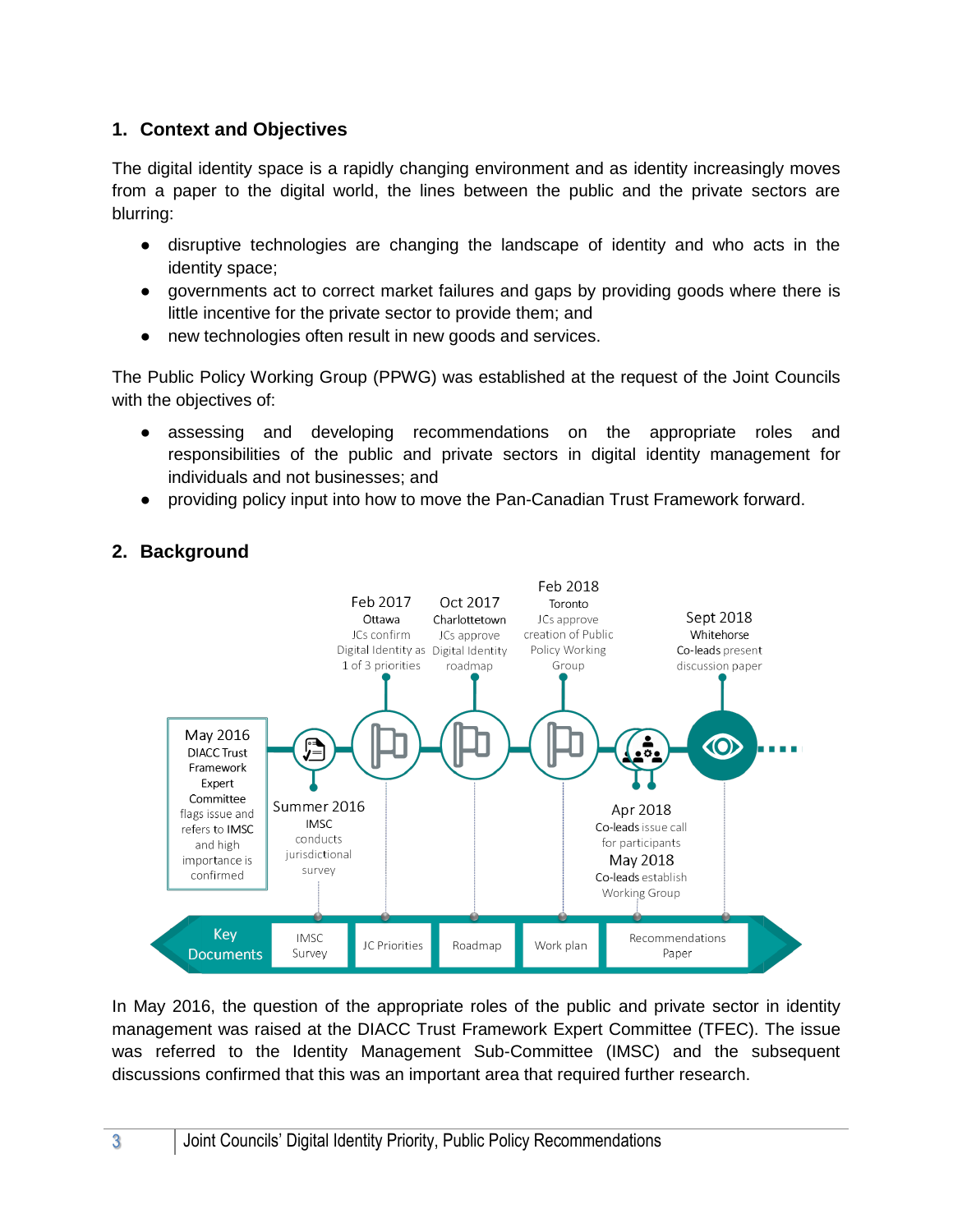## 1. Context and Objectives

The digital identity space is a rapidly changing environment and as identity increasingly moves from a paper to the digital world, the lines between the public and the private sectors are blurring:

- disruptive technologies are changing the landscape of identity and who acts in the identity space;
- governments act to correct market failures and gaps by providing goods where there is little incentive for the private sector to provide them; and
- new technologies often result in new goods and services.

The Public Policy Working Group (PPWG) was established at the request of the Joint Councils with the objectives of:

- assessing and developing recommendations on the appropriate roles and responsibilities of the public and private sectors in digital identity management for individuals and not businesses; and
- providing policy input into how to move the Pan-Canadian Trust Framework forward.

## 2. Background

May 2016
DIACC Trust Framework Expert Committee flags issue and refers to IMSC and high importance is confirmed

Summer 2016
IMSC conducts jurisdictional survey

Feb 2017
Ottawa
JCs confirm Digital Identity as 1 of 3 priorities

Oct 2017
Charlottetown
JCs approve Digital Identity roadmap

Feb 2018
Toronto
JCs approve creation of Public Policy Working Group

Apr 2018
Co-leads issue call for participants

May 2018
Co-leads establish Working Group

Sept 2018
Whitehorse
Co-leads present discussion paper

Key Documents: IMSC Survey | JC Priorities | Roadmap | Work plan | Recommendations Paper

In May 2016, the question of the appropriate roles of the public and private sector in identity management was raised at the DIACC Trust Framework Expert Committee (TFEC). The issue was referred to the Identity Management Sub-Committee (IMSC) and the subsequent discussions confirmed that this was an important area that required further research.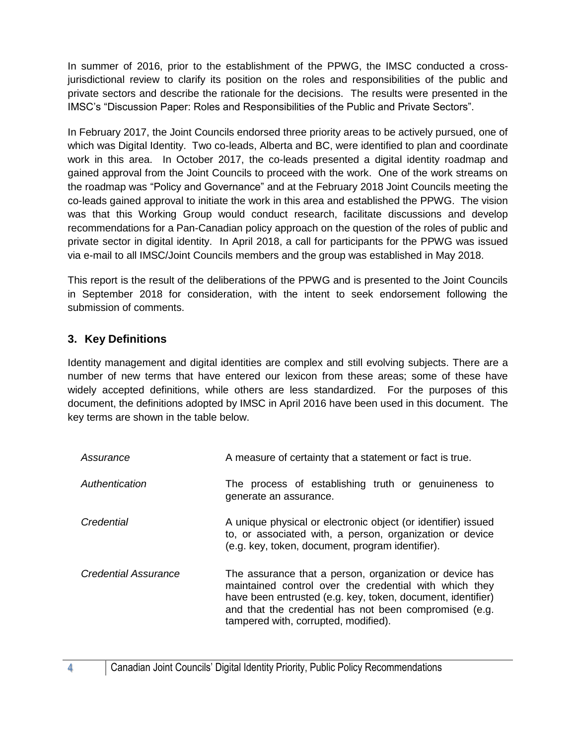In summer of 2016, prior to the establishment of the PPWG, the IMSC conducted a cross-jurisdictional review to clarify its position on the roles and responsibilities of the public and private sectors and describe the rationale for the decisions. The results were presented in the IMSC's "Discussion Paper: Roles and Responsibilities of the Public and Private Sectors".

In February 2017, the Joint Councils endorsed three priority areas to be actively pursued, one of which was Digital Identity. Two co-leads, Alberta and BC, were identified to plan and coordinate work in this area. In October 2017, the co-leads presented a digital identity roadmap and gained approval from the Joint Councils to proceed with the work. One of the work streams on the roadmap was "Policy and Governance" and at the February 2018 Joint Councils meeting the co-leads gained approval to initiate the work in this area and established the PPWG. The vision was that this Working Group would conduct research, facilitate discussions and develop recommendations for a Pan-Canadian policy approach on the question of the roles of public and private sector in digital identity. In April 2018, a call for participants for the PPWG was issued via e-mail to all IMSC/Joint Councils members and the group was established in May 2018.

This report is the result of the deliberations of the PPWG and is presented to the Joint Councils in September 2018 for consideration, with the intent to seek endorsement following the submission of comments.

## 3. Key Definitions

Identity management and digital identities are complex and still evolving subjects. There are a number of new terms that have entered our lexicon from these areas; some of these have widely accepted definitions, while others are less standardized. For the purposes of this document, the definitions adopted by IMSC in April 2016 have been used in this document. The key terms are shown in the table below.

| Term | Definition |
|---|---|
| *Assurance* | A measure of certainty that a statement or fact is true. |
| *Authentication* | The process of establishing truth or genuineness to generate an assurance. |
| *Credential* | A unique physical or electronic object (or identifier) issued to, or associated with, a person, organization or device (e.g. key, token, document, program identifier). |
| *Credential Assurance* | The assurance that a person, organization or device has maintained control over the credential with which they have been entrusted (e.g. key, token, document, identifier) and that the credential has not been compromised (e.g. tampered with, corrupted, modified). |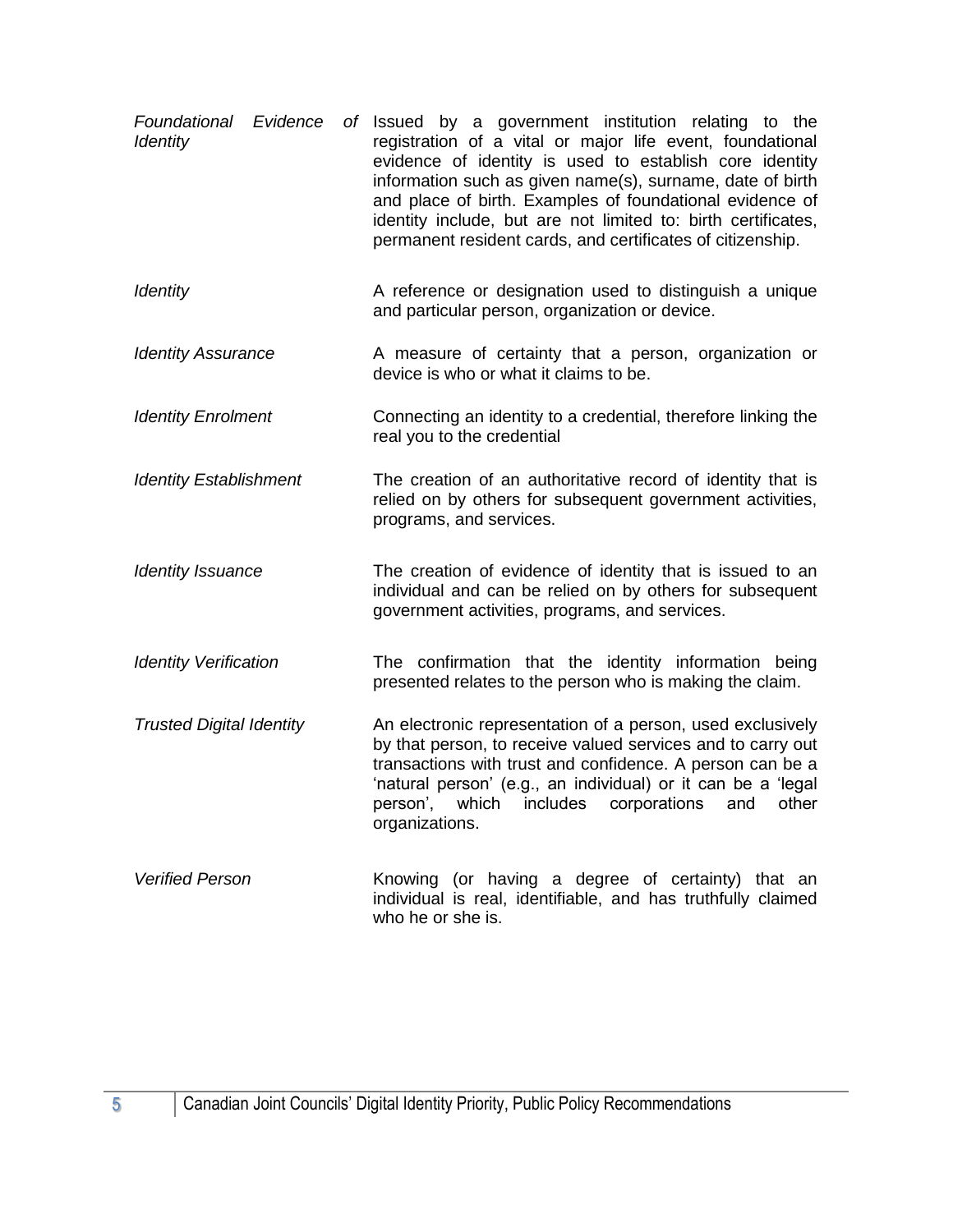| | |
|---|---|
| *Foundational Evidence of Identity* | Issued by a government institution relating to the registration of a vital or major life event, foundational evidence of identity is used to establish core identity information such as given name(s), surname, date of birth and place of birth. Examples of foundational evidence of identity include, but are not limited to: birth certificates, permanent resident cards, and certificates of citizenship. |
| *Identity* | A reference or designation used to distinguish a unique and particular person, organization or device. |
| *Identity Assurance* | A measure of certainty that a person, organization or device is who or what it claims to be. |
| *Identity Enrolment* | Connecting an identity to a credential, therefore linking the real you to the credential |
| *Identity Establishment* | The creation of an authoritative record of identity that is relied on by others for subsequent government activities, programs, and services. |
| *Identity Issuance* | The creation of evidence of identity that is issued to an individual and can be relied on by others for subsequent government activities, programs, and services. |
| *Identity Verification* | The confirmation that the identity information being presented relates to the person who is making the claim. |
| *Trusted Digital Identity* | An electronic representation of a person, used exclusively by that person, to receive valued services and to carry out transactions with trust and confidence. A person can be a 'natural person' (e.g., an individual) or it can be a 'legal person', which includes corporations and other organizations. |
| *Verified Person* | Knowing (or having a degree of certainty) that an individual is real, identifiable, and has truthfully claimed who he or she is. |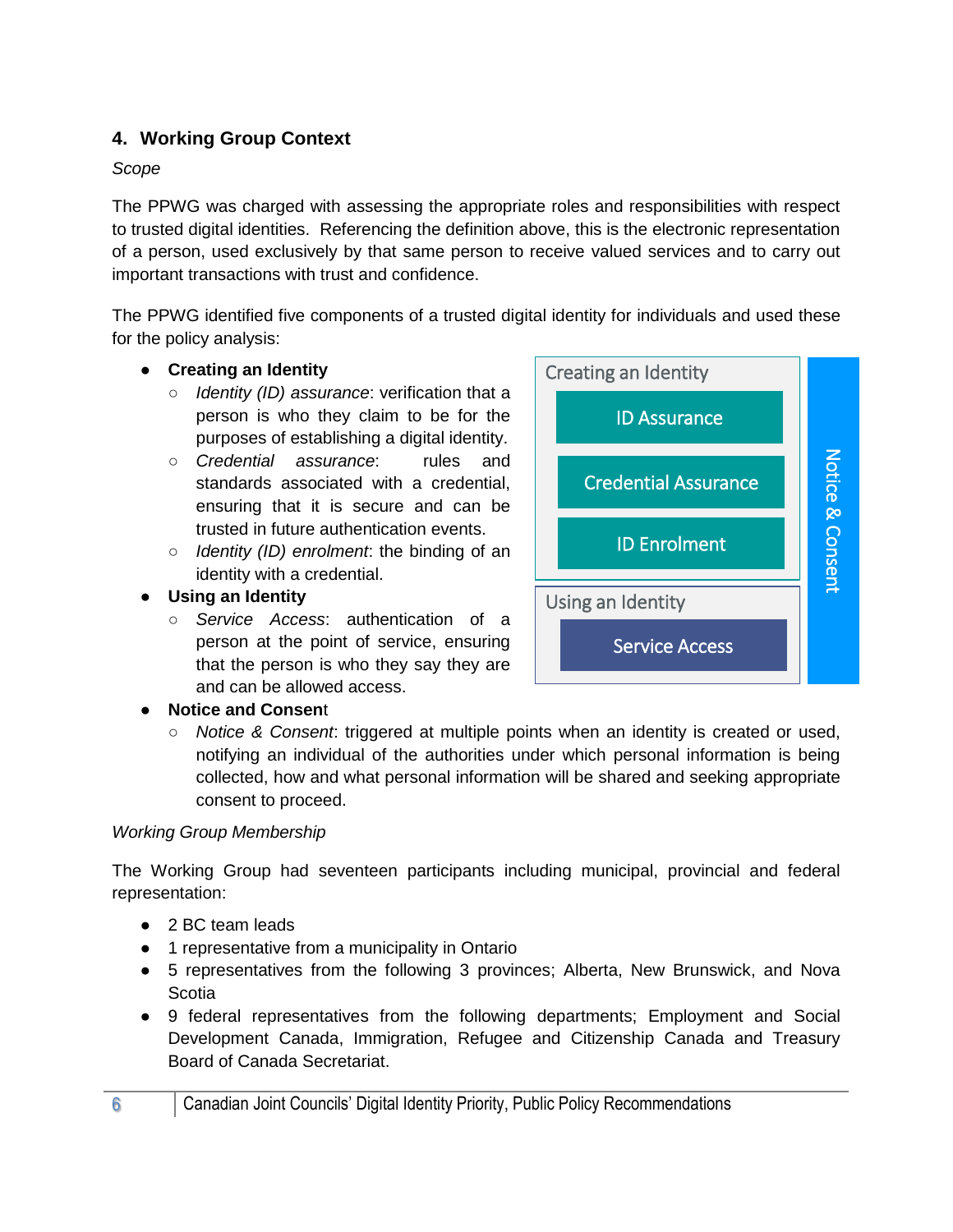## 4. Working Group Context

*Scope*

The PPWG was charged with assessing the appropriate roles and responsibilities with respect to trusted digital identities. Referencing the definition above, this is the electronic representation of a person, used exclusively by that same person to receive valued services and to carry out important transactions with trust and confidence.

The PPWG identified five components of a trusted digital identity for individuals and used these for the policy analysis:

- **Creating an Identity**
  - *Identity (ID) assurance*: verification that a person is who they claim to be for the purposes of establishing a digital identity.
  - *Credential assurance*: rules and standards associated with a credential, ensuring that it is secure and can be trusted in future authentication events.
  - *Identity (ID) enrolment*: the binding of an identity with a credential.
- **Using an Identity**
  - *Service Access*: authentication of a person at the point of service, ensuring that the person is who they say they are and can be allowed access.
- **Notice and Consent**
  - *Notice & Consent*: triggered at multiple points when an identity is created or used, notifying an individual of the authorities under which personal information is being collected, how and what personal information will be shared and seeking appropriate consent to proceed.

Creating an Identity: ID Assurance; Credential Assurance; ID Enrolment
Using an Identity: Service Access
Notice & Consent

*Working Group Membership*

The Working Group had seventeen participants including municipal, provincial and federal representation:

- 2 BC team leads
- 1 representative from a municipality in Ontario
- 5 representatives from the following 3 provinces; Alberta, New Brunswick, and Nova Scotia
- 9 federal representatives from the following departments; Employment and Social Development Canada, Immigration, Refugee and Citizenship Canada and Treasury Board of Canada Secretariat.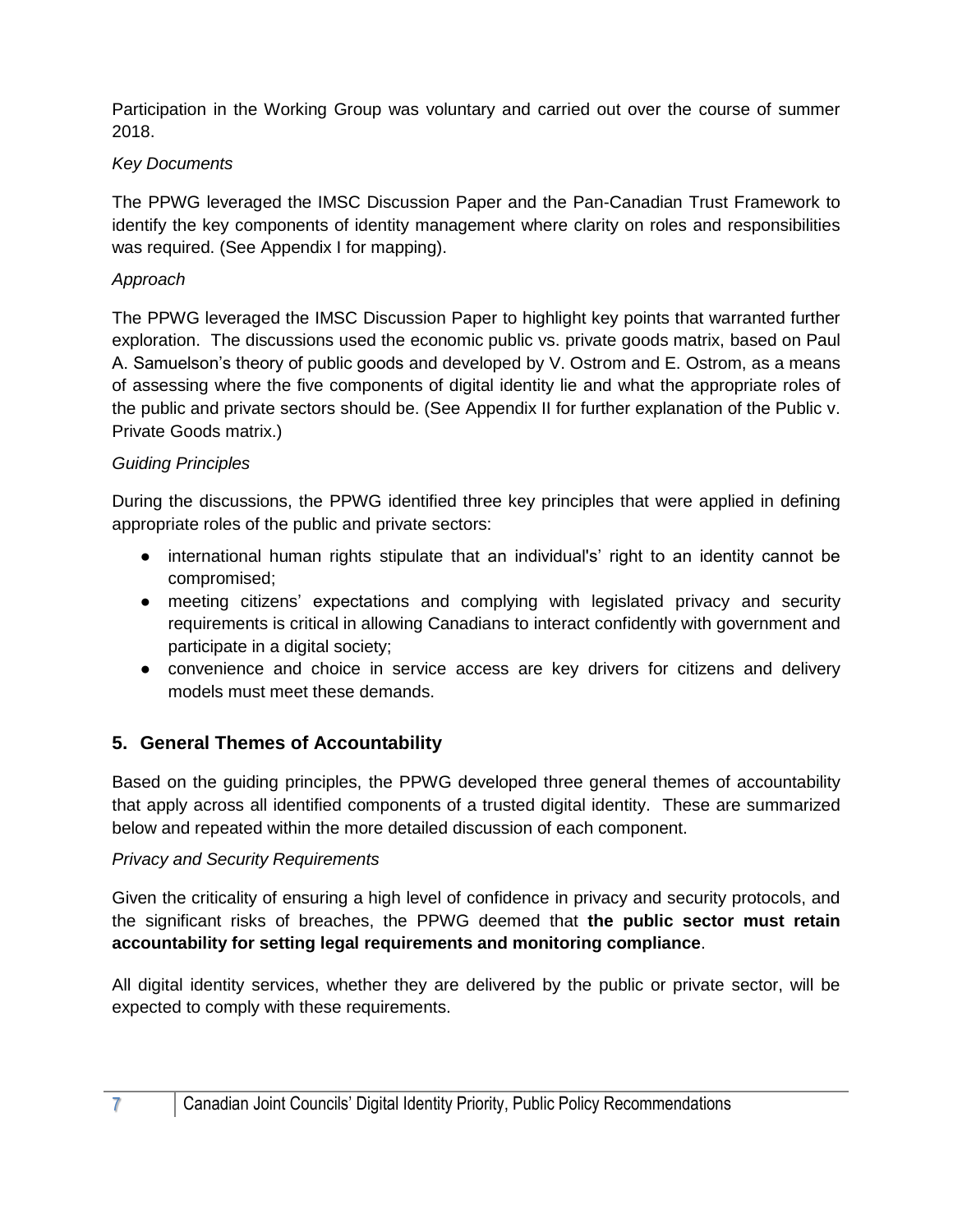Participation in the Working Group was voluntary and carried out over the course of summer 2018.

*Key Documents*

The PPWG leveraged the IMSC Discussion Paper and the Pan-Canadian Trust Framework to identify the key components of identity management where clarity on roles and responsibilities was required. (See Appendix I for mapping).

*Approach*

The PPWG leveraged the IMSC Discussion Paper to highlight key points that warranted further exploration. The discussions used the economic public vs. private goods matrix, based on Paul A. Samuelson's theory of public goods and developed by V. Ostrom and E. Ostrom, as a means of assessing where the five components of digital identity lie and what the appropriate roles of the public and private sectors should be. (See Appendix II for further explanation of the Public v. Private Goods matrix.)

*Guiding Principles*

During the discussions, the PPWG identified three key principles that were applied in defining appropriate roles of the public and private sectors:

- international human rights stipulate that an individual's' right to an identity cannot be compromised;
- meeting citizens' expectations and complying with legislated privacy and security requirements is critical in allowing Canadians to interact confidently with government and participate in a digital society;
- convenience and choice in service access are key drivers for citizens and delivery models must meet these demands.

## 5. General Themes of Accountability

Based on the guiding principles, the PPWG developed three general themes of accountability that apply across all identified components of a trusted digital identity. These are summarized below and repeated within the more detailed discussion of each component.

*Privacy and Security Requirements*

Given the criticality of ensuring a high level of confidence in privacy and security protocols, and the significant risks of breaches, the PPWG deemed that **the public sector must retain accountability for setting legal requirements and monitoring compliance**.

All digital identity services, whether they are delivered by the public or private sector, will be expected to comply with these requirements.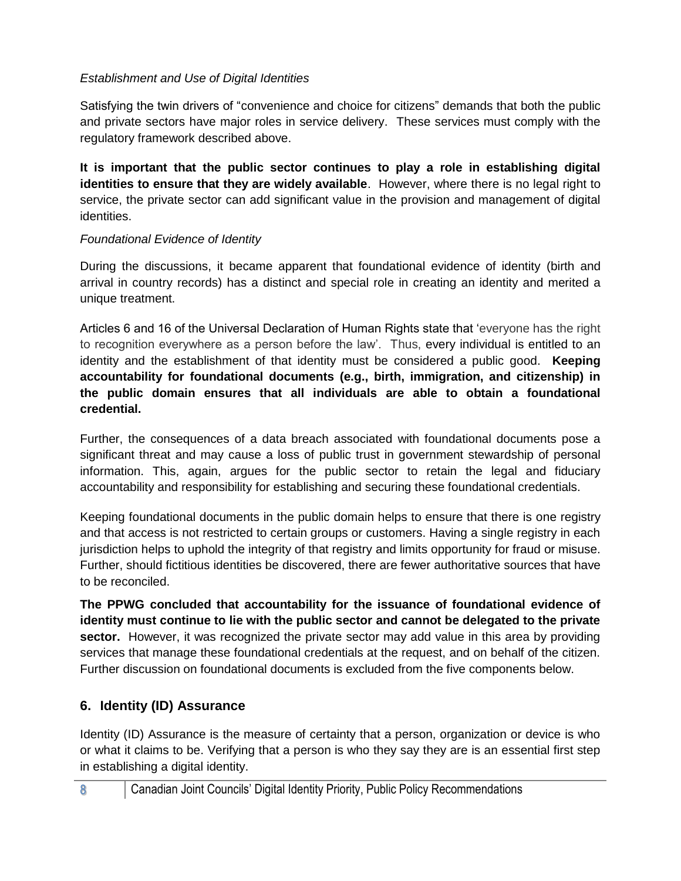*Establishment and Use of Digital Identities*

Satisfying the twin drivers of "convenience and choice for citizens" demands that both the public and private sectors have major roles in service delivery. These services must comply with the regulatory framework described above.

**It is important that the public sector continues to play a role in establishing digital identities to ensure that they are widely available**. However, where there is no legal right to service, the private sector can add significant value in the provision and management of digital identities.

*Foundational Evidence of Identity*

During the discussions, it became apparent that foundational evidence of identity (birth and arrival in country records) has a distinct and special role in creating an identity and merited a unique treatment.

Articles 6 and 16 of the Universal Declaration of Human Rights state that 'everyone has the right to recognition everywhere as a person before the law'. Thus, every individual is entitled to an identity and the establishment of that identity must be considered a public good. **Keeping accountability for foundational documents (e.g., birth, immigration, and citizenship) in the public domain ensures that all individuals are able to obtain a foundational credential.**

Further, the consequences of a data breach associated with foundational documents pose a significant threat and may cause a loss of public trust in government stewardship of personal information. This, again, argues for the public sector to retain the legal and fiduciary accountability and responsibility for establishing and securing these foundational credentials.

Keeping foundational documents in the public domain helps to ensure that there is one registry and that access is not restricted to certain groups or customers. Having a single registry in each jurisdiction helps to uphold the integrity of that registry and limits opportunity for fraud or misuse. Further, should fictitious identities be discovered, there are fewer authoritative sources that have to be reconciled.

**The PPWG concluded that accountability for the issuance of foundational evidence of identity must continue to lie with the public sector and cannot be delegated to the private sector.** However, it was recognized the private sector may add value in this area by providing services that manage these foundational credentials at the request, and on behalf of the citizen. Further discussion on foundational documents is excluded from the five components below.

## 6. Identity (ID) Assurance

Identity (ID) Assurance is the measure of certainty that a person, organization or device is who or what it claims to be. Verifying that a person is who they say they are is an essential first step in establishing a digital identity.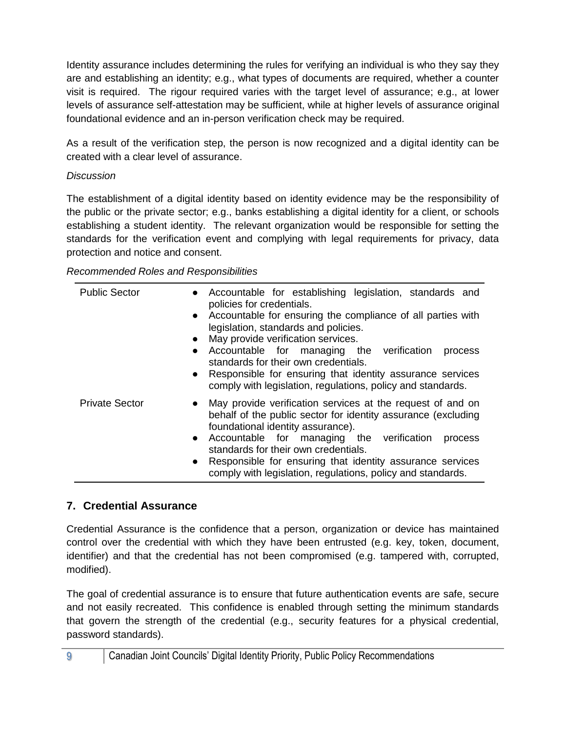Identity assurance includes determining the rules for verifying an individual is who they say they are and establishing an identity; e.g., what types of documents are required, whether a counter visit is required. The rigour required varies with the target level of assurance; e.g., at lower levels of assurance self-attestation may be sufficient, while at higher levels of assurance original foundational evidence and an in-person verification check may be required.

As a result of the verification step, the person is now recognized and a digital identity can be created with a clear level of assurance.

*Discussion*

The establishment of a digital identity based on identity evidence may be the responsibility of the public or the private sector; e.g., banks establishing a digital identity for a client, or schools establishing a student identity. The relevant organization would be responsible for setting the standards for the verification event and complying with legal requirements for privacy, data protection and notice and consent.

*Recommended Roles and Responsibilities*

| | |
|---|---|
| Public Sector | • Accountable for establishing legislation, standards and policies for credentials.<br>• Accountable for ensuring the compliance of all parties with legislation, standards and policies.<br>• May provide verification services.<br>• Accountable for managing the verification process standards for their own credentials.<br>• Responsible for ensuring that identity assurance services comply with legislation, regulations, policy and standards. |
| Private Sector | • May provide verification services at the request of and on behalf of the public sector for identity assurance (excluding foundational identity assurance).<br>• Accountable for managing the verification process standards for their own credentials.<br>• Responsible for ensuring that identity assurance services comply with legislation, regulations, policy and standards. |

## 7. Credential Assurance

Credential Assurance is the confidence that a person, organization or device has maintained control over the credential with which they have been entrusted (e.g. key, token, document, identifier) and that the credential has not been compromised (e.g. tampered with, corrupted, modified).

The goal of credential assurance is to ensure that future authentication events are safe, secure and not easily recreated. This confidence is enabled through setting the minimum standards that govern the strength of the credential (e.g., security features for a physical credential, password standards).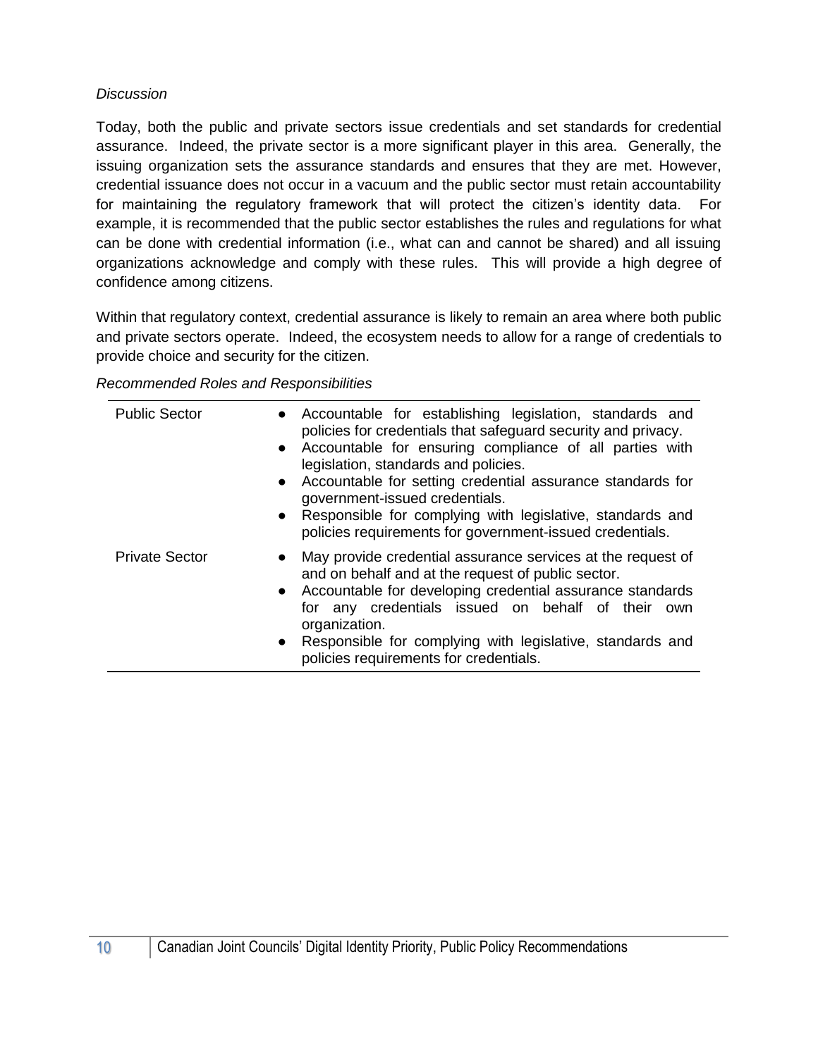*Discussion*

Today, both the public and private sectors issue credentials and set standards for credential assurance. Indeed, the private sector is a more significant player in this area. Generally, the issuing organization sets the assurance standards and ensures that they are met. However, credential issuance does not occur in a vacuum and the public sector must retain accountability for maintaining the regulatory framework that will protect the citizen's identity data. For example, it is recommended that the public sector establishes the rules and regulations for what can be done with credential information (i.e., what can and cannot be shared) and all issuing organizations acknowledge and comply with these rules. This will provide a high degree of confidence among citizens.

Within that regulatory context, credential assurance is likely to remain an area where both public and private sectors operate. Indeed, the ecosystem needs to allow for a range of credentials to provide choice and security for the citizen.

*Recommended Roles and Responsibilities*

| | |
|---|---|
| Public Sector | ● Accountable for establishing legislation, standards and policies for credentials that safeguard security and privacy.<br>● Accountable for ensuring compliance of all parties with legislation, standards and policies.<br>● Accountable for setting credential assurance standards for government-issued credentials.<br>● Responsible for complying with legislative, standards and policies requirements for government-issued credentials. |
| Private Sector | ● May provide credential assurance services at the request of and on behalf and at the request of public sector.<br>● Accountable for developing credential assurance standards for any credentials issued on behalf of their own organization.<br>● Responsible for complying with legislative, standards and policies requirements for credentials. |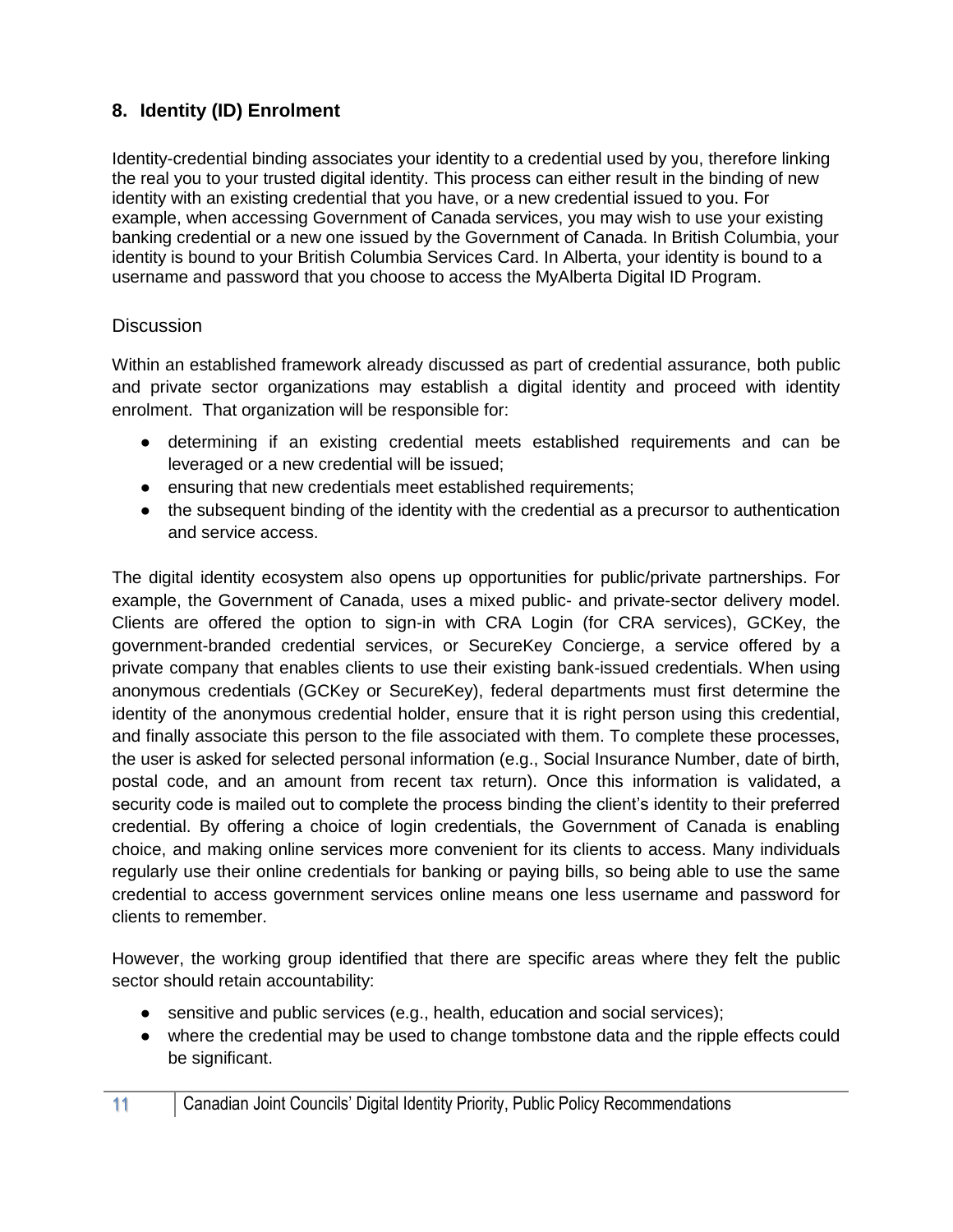## 8. Identity (ID) Enrolment

Identity-credential binding associates your identity to a credential used by you, therefore linking the real you to your trusted digital identity. This process can either result in the binding of new identity with an existing credential that you have, or a new credential issued to you. For example, when accessing Government of Canada services, you may wish to use your existing banking credential or a new one issued by the Government of Canada. In British Columbia, your identity is bound to your British Columbia Services Card. In Alberta, your identity is bound to a username and password that you choose to access the MyAlberta Digital ID Program.

### Discussion

Within an established framework already discussed as part of credential assurance, both public and private sector organizations may establish a digital identity and proceed with identity enrolment. That organization will be responsible for:

- determining if an existing credential meets established requirements and can be leveraged or a new credential will be issued;
- ensuring that new credentials meet established requirements;
- the subsequent binding of the identity with the credential as a precursor to authentication and service access.

The digital identity ecosystem also opens up opportunities for public/private partnerships. For example, the Government of Canada, uses a mixed public- and private-sector delivery model. Clients are offered the option to sign-in with CRA Login (for CRA services), GCKey, the government-branded credential services, or SecureKey Concierge, a service offered by a private company that enables clients to use their existing bank-issued credentials. When using anonymous credentials (GCKey or SecureKey), federal departments must first determine the identity of the anonymous credential holder, ensure that it is right person using this credential, and finally associate this person to the file associated with them. To complete these processes, the user is asked for selected personal information (e.g., Social Insurance Number, date of birth, postal code, and an amount from recent tax return). Once this information is validated, a security code is mailed out to complete the process binding the client's identity to their preferred credential. By offering a choice of login credentials, the Government of Canada is enabling choice, and making online services more convenient for its clients to access. Many individuals regularly use their online credentials for banking or paying bills, so being able to use the same credential to access government services online means one less username and password for clients to remember.

However, the working group identified that there are specific areas where they felt the public sector should retain accountability:

- sensitive and public services (e.g., health, education and social services);
- where the credential may be used to change tombstone data and the ripple effects could be significant.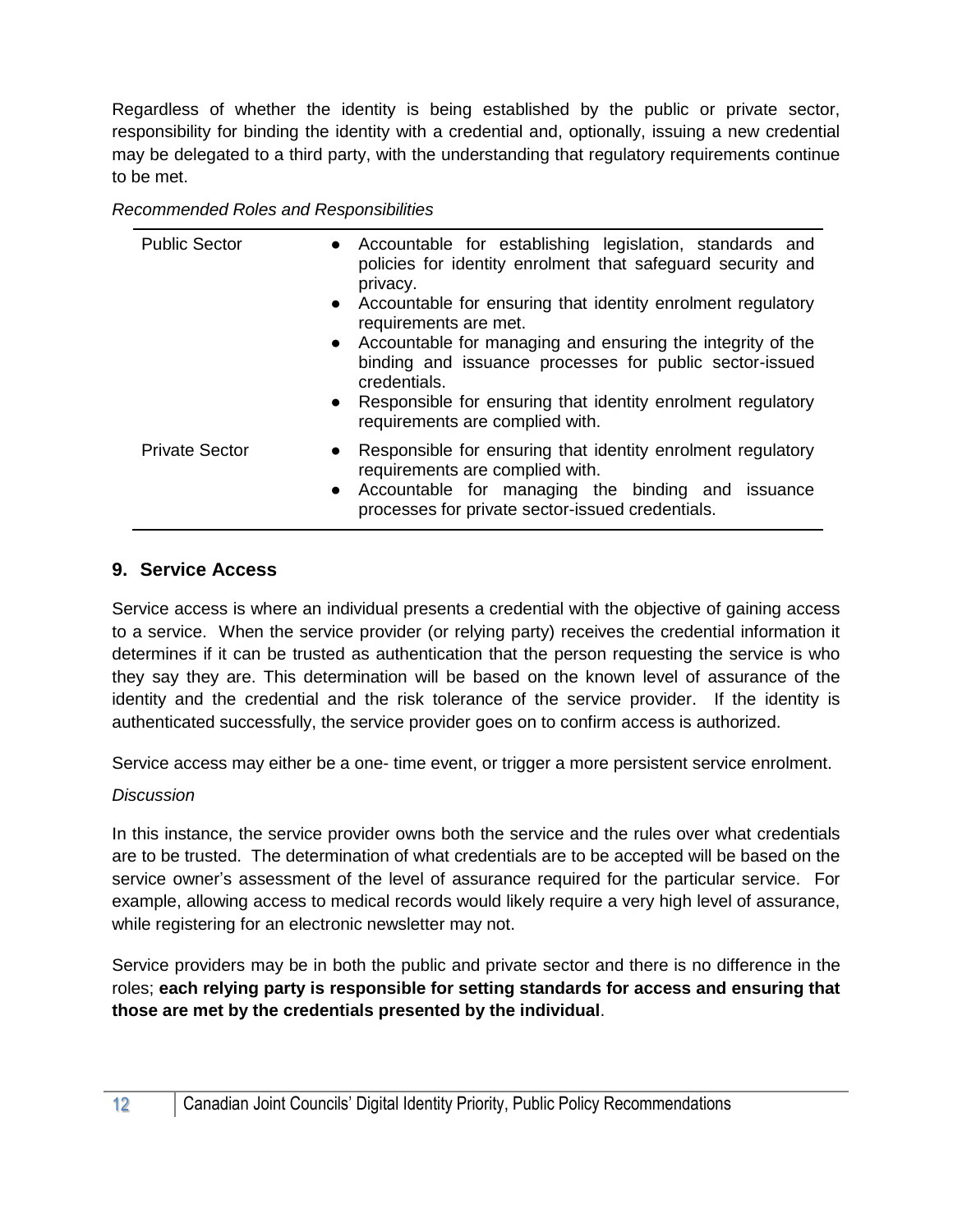Regardless of whether the identity is being established by the public or private sector, responsibility for binding the identity with a credential and, optionally, issuing a new credential may be delegated to a third party, with the understanding that regulatory requirements continue to be met.

*Recommended Roles and Responsibilities*

| | |
|---|---|
| Public Sector | • Accountable for establishing legislation, standards and policies for identity enrolment that safeguard security and privacy.<br>• Accountable for ensuring that identity enrolment regulatory requirements are met.<br>• Accountable for managing and ensuring the integrity of the binding and issuance processes for public sector-issued credentials.<br>• Responsible for ensuring that identity enrolment regulatory requirements are complied with. |
| Private Sector | • Responsible for ensuring that identity enrolment regulatory requirements are complied with.<br>• Accountable for managing the binding and issuance processes for private sector-issued credentials. |

## 9. Service Access

Service access is where an individual presents a credential with the objective of gaining access to a service. When the service provider (or relying party) receives the credential information it determines if it can be trusted as authentication that the person requesting the service is who they say they are. This determination will be based on the known level of assurance of the identity and the credential and the risk tolerance of the service provider. If the identity is authenticated successfully, the service provider goes on to confirm access is authorized.

Service access may either be a one- time event, or trigger a more persistent service enrolment.

*Discussion*

In this instance, the service provider owns both the service and the rules over what credentials are to be trusted. The determination of what credentials are to be accepted will be based on the service owner's assessment of the level of assurance required for the particular service. For example, allowing access to medical records would likely require a very high level of assurance, while registering for an electronic newsletter may not.

Service providers may be in both the public and private sector and there is no difference in the roles; **each relying party is responsible for setting standards for access and ensuring that those are met by the credentials presented by the individual**.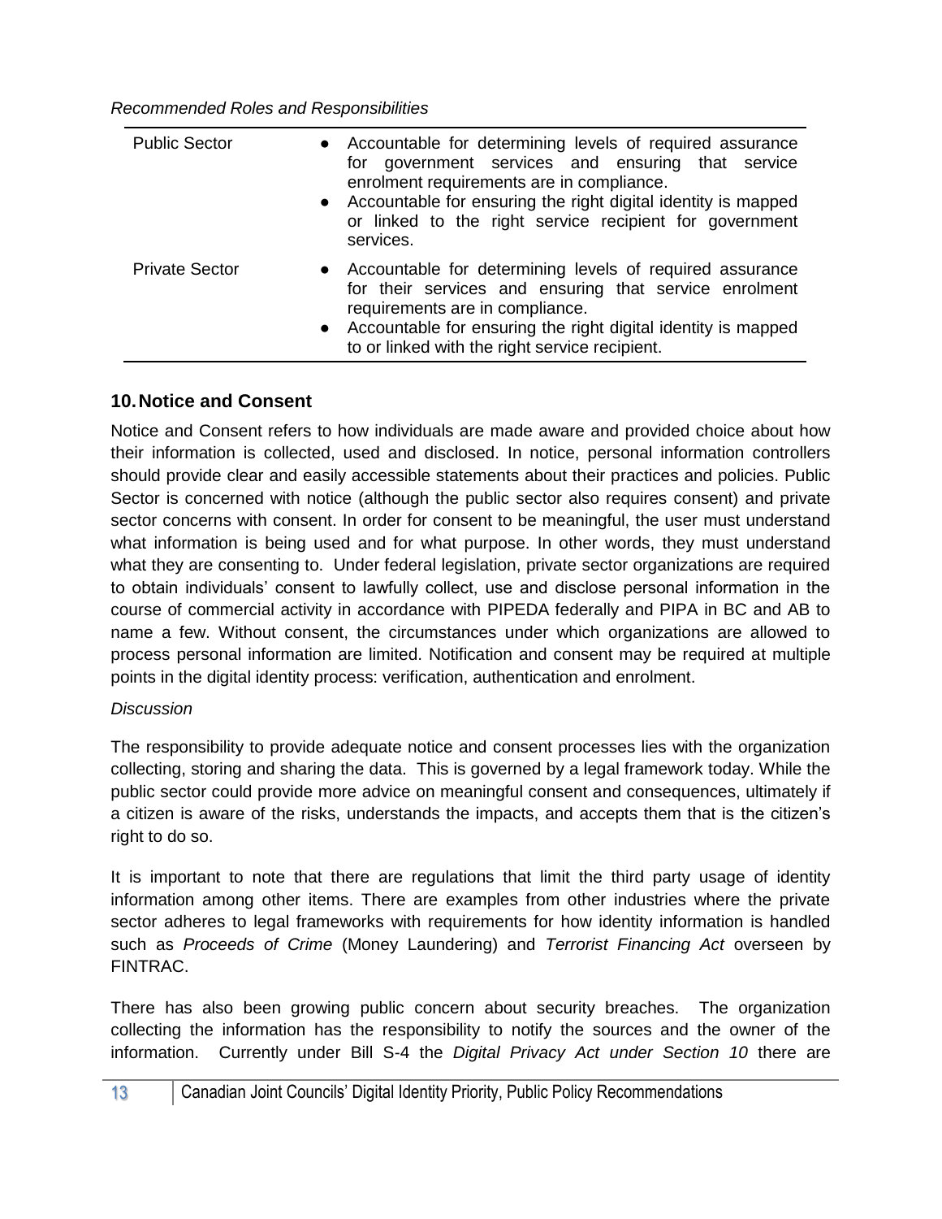*Recommended Roles and Responsibilities*

| | |
|---|---|
| Public Sector | • Accountable for determining levels of required assurance for government services and ensuring that service enrolment requirements are in compliance.<br>• Accountable for ensuring the right digital identity is mapped or linked to the right service recipient for government services. |
| Private Sector | • Accountable for determining levels of required assurance for their services and ensuring that service enrolment requirements are in compliance.<br>• Accountable for ensuring the right digital identity is mapped to or linked with the right service recipient. |

## 10. Notice and Consent

Notice and Consent refers to how individuals are made aware and provided choice about how their information is collected, used and disclosed. In notice, personal information controllers should provide clear and easily accessible statements about their practices and policies. Public Sector is concerned with notice (although the public sector also requires consent) and private sector concerns with consent. In order for consent to be meaningful, the user must understand what information is being used and for what purpose. In other words, they must understand what they are consenting to. Under federal legislation, private sector organizations are required to obtain individuals' consent to lawfully collect, use and disclose personal information in the course of commercial activity in accordance with PIPEDA federally and PIPA in BC and AB to name a few. Without consent, the circumstances under which organizations are allowed to process personal information are limited. Notification and consent may be required at multiple points in the digital identity process: verification, authentication and enrolment.

*Discussion*

The responsibility to provide adequate notice and consent processes lies with the organization collecting, storing and sharing the data. This is governed by a legal framework today. While the public sector could provide more advice on meaningful consent and consequences, ultimately if a citizen is aware of the risks, understands the impacts, and accepts them that is the citizen's right to do so.

It is important to note that there are regulations that limit the third party usage of identity information among other items. There are examples from other industries where the private sector adheres to legal frameworks with requirements for how identity information is handled such as *Proceeds of Crime* (Money Laundering) and *Terrorist Financing Act* overseen by FINTRAC.

There has also been growing public concern about security breaches. The organization collecting the information has the responsibility to notify the sources and the owner of the information. Currently under Bill S-4 the *Digital Privacy Act under Section 10* there are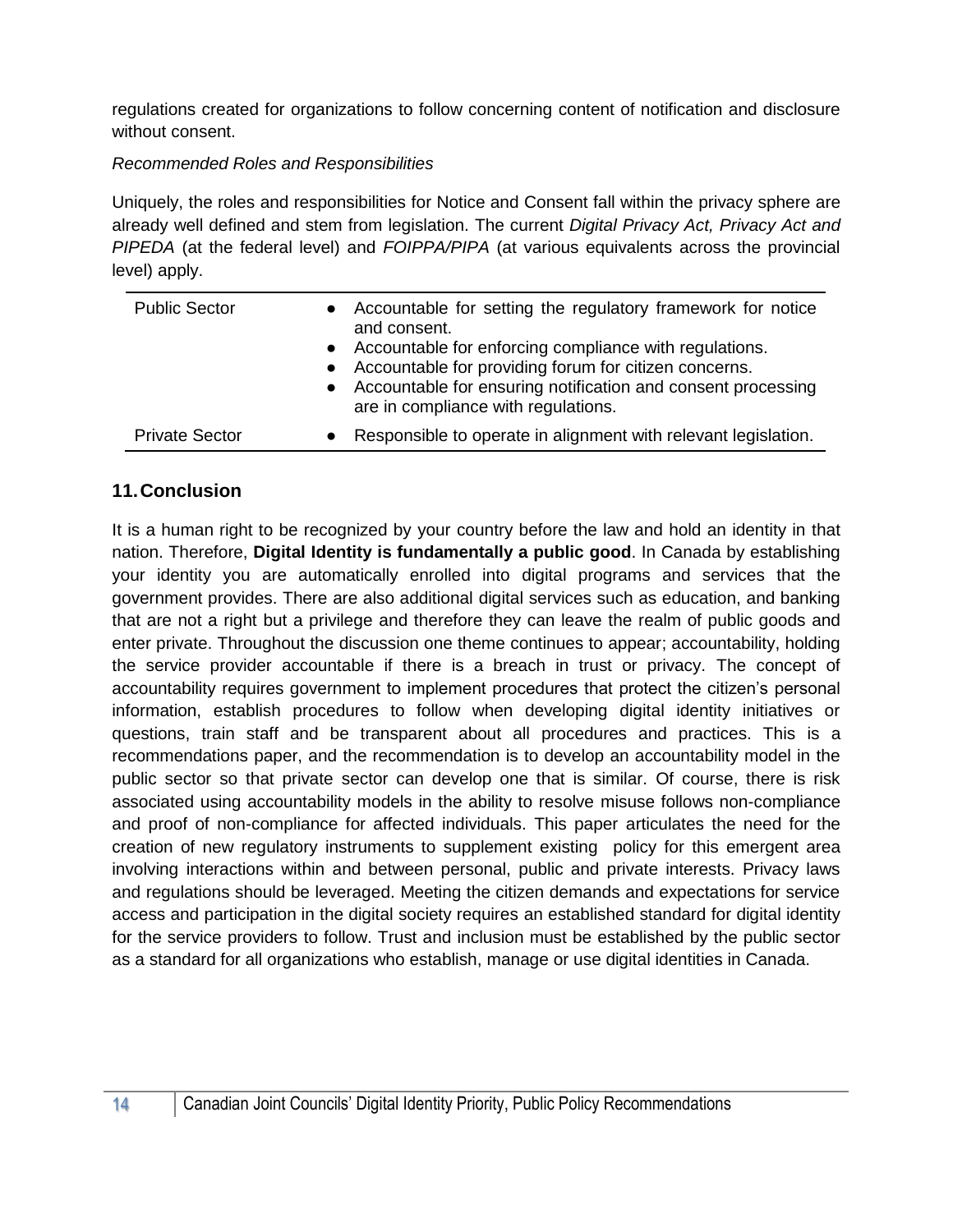regulations created for organizations to follow concerning content of notification and disclosure without consent.

*Recommended Roles and Responsibilities*

Uniquely, the roles and responsibilities for Notice and Consent fall within the privacy sphere are already well defined and stem from legislation. The current *Digital Privacy Act, Privacy Act and PIPEDA* (at the federal level) and *FOIPPA/PIPA* (at various equivalents across the provincial level) apply.

| | |
|---|---|
| Public Sector | • Accountable for setting the regulatory framework for notice and consent.<br>• Accountable for enforcing compliance with regulations.<br>• Accountable for providing forum for citizen concerns.<br>• Accountable for ensuring notification and consent processing are in compliance with regulations. |
| Private Sector | • Responsible to operate in alignment with relevant legislation. |

## 11. Conclusion

It is a human right to be recognized by your country before the law and hold an identity in that nation. Therefore, **Digital Identity is fundamentally a public good**. In Canada by establishing your identity you are automatically enrolled into digital programs and services that the government provides. There are also additional digital services such as education, and banking that are not a right but a privilege and therefore they can leave the realm of public goods and enter private. Throughout the discussion one theme continues to appear; accountability, holding the service provider accountable if there is a breach in trust or privacy. The concept of accountability requires government to implement procedures that protect the citizen's personal information, establish procedures to follow when developing digital identity initiatives or questions, train staff and be transparent about all procedures and practices. This is a recommendations paper, and the recommendation is to develop an accountability model in the public sector so that private sector can develop one that is similar. Of course, there is risk associated using accountability models in the ability to resolve misuse follows non-compliance and proof of non-compliance for affected individuals. This paper articulates the need for the creation of new regulatory instruments to supplement existing policy for this emergent area involving interactions within and between personal, public and private interests. Privacy laws and regulations should be leveraged. Meeting the citizen demands and expectations for service access and participation in the digital society requires an established standard for digital identity for the service providers to follow. Trust and inclusion must be established by the public sector as a standard for all organizations who establish, manage or use digital identities in Canada.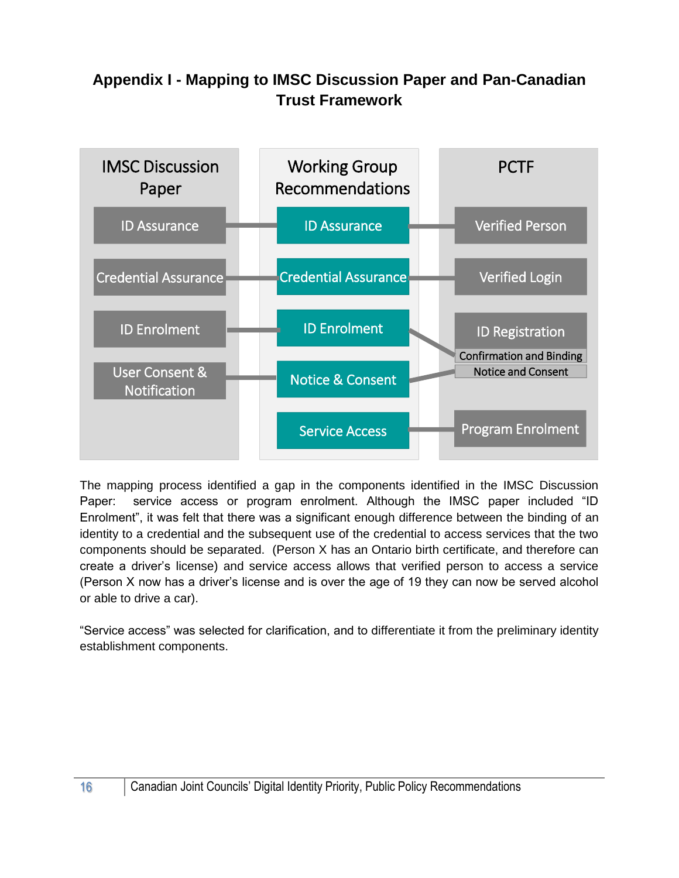# Appendix I - Mapping to IMSC Discussion Paper and Pan-Canadian Trust Framework

| IMSC Discussion Paper | Working Group Recommendations | PCTF |
|---|---|---|
| ID Assurance | ID Assurance | Verified Person |
| Credential Assurance | Credential Assurance | Verified Login |
| ID Enrolment | ID Enrolment | ID Registration – Confirmation and Binding |
| User Consent & Notification | Notice & Consent | ID Registration – Notice and Consent |
| | Service Access | Program Enrolment |

The mapping process identified a gap in the components identified in the IMSC Discussion Paper: service access or program enrolment. Although the IMSC paper included "ID Enrolment", it was felt that there was a significant enough difference between the binding of an identity to a credential and the subsequent use of the credential to access services that the two components should be separated. (Person X has an Ontario birth certificate, and therefore can create a driver's license) and service access allows that verified person to access a service (Person X now has a driver's license and is over the age of 19 they can now be served alcohol or able to drive a car).

"Service access" was selected for clarification, and to differentiate it from the preliminary identity establishment components.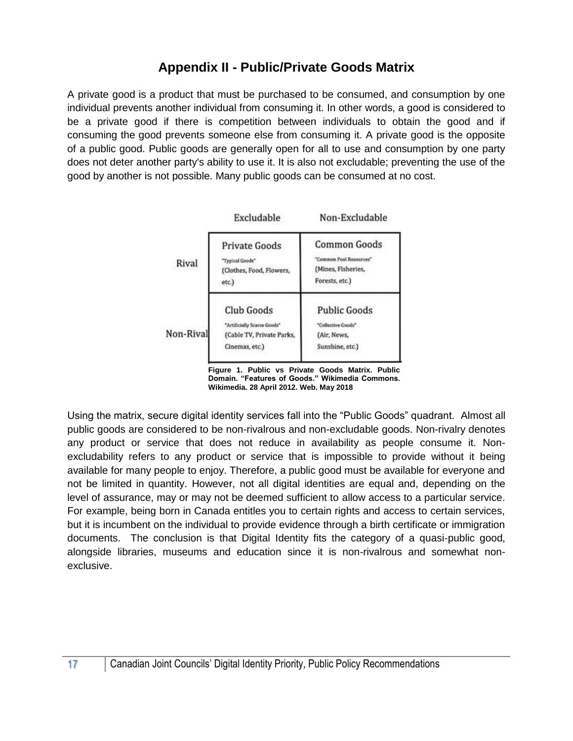## Appendix II - Public/Private Goods Matrix

A private good is a product that must be purchased to be consumed, and consumption by one individual prevents another individual from consuming it. In other words, a good is considered to be a private good if there is competition between individuals to obtain the good and if consuming the good prevents someone else from consuming it. A private good is the opposite of a public good. Public goods are generally open for all to use and consumption by one party does not deter another party's ability to use it. It is also not excludable; preventing the use of the good by another is not possible. Many public goods can be consumed at no cost.

| | Excludable | Non-Excludable |
|---|---|---|
| Rival | Private Goods<br>"Typical Goods"<br>(Clothes, Food, Flowers, etc.) | Common Goods<br>"Common Pool Resources"<br>(Mines, Fisheries, Forests, etc.) |
| Non-Rival | Club Goods<br>"Artificially Scarce Goods"<br>(Cable TV, Private Parks, Cinemas, etc.) | Public Goods<br>"Collective Goods"<br>(Air, News, Sunshine, etc.) |

**Figure 1. Public vs Private Goods Matrix. Public Domain. "Features of Goods." Wikimedia Commons. Wikimedia. 28 April 2012. Web. May 2018**

Using the matrix, secure digital identity services fall into the "Public Goods" quadrant. Almost all public goods are considered to be non-rivalrous and non-excludable goods. Non-rivalry denotes any product or service that does not reduce in availability as people consume it. Non-excludability refers to any product or service that is impossible to provide without it being available for many people to enjoy. Therefore, a public good must be available for everyone and not be limited in quantity. However, not all digital identities are equal and, depending on the level of assurance, may or may not be deemed sufficient to allow access to a particular service. For example, being born in Canada entitles you to certain rights and access to certain services, but it is incumbent on the individual to provide evidence through a birth certificate or immigration documents. The conclusion is that Digital Identity fits the category of a quasi-public good, alongside libraries, museums and education since it is non-rivalrous and somewhat non-exclusive.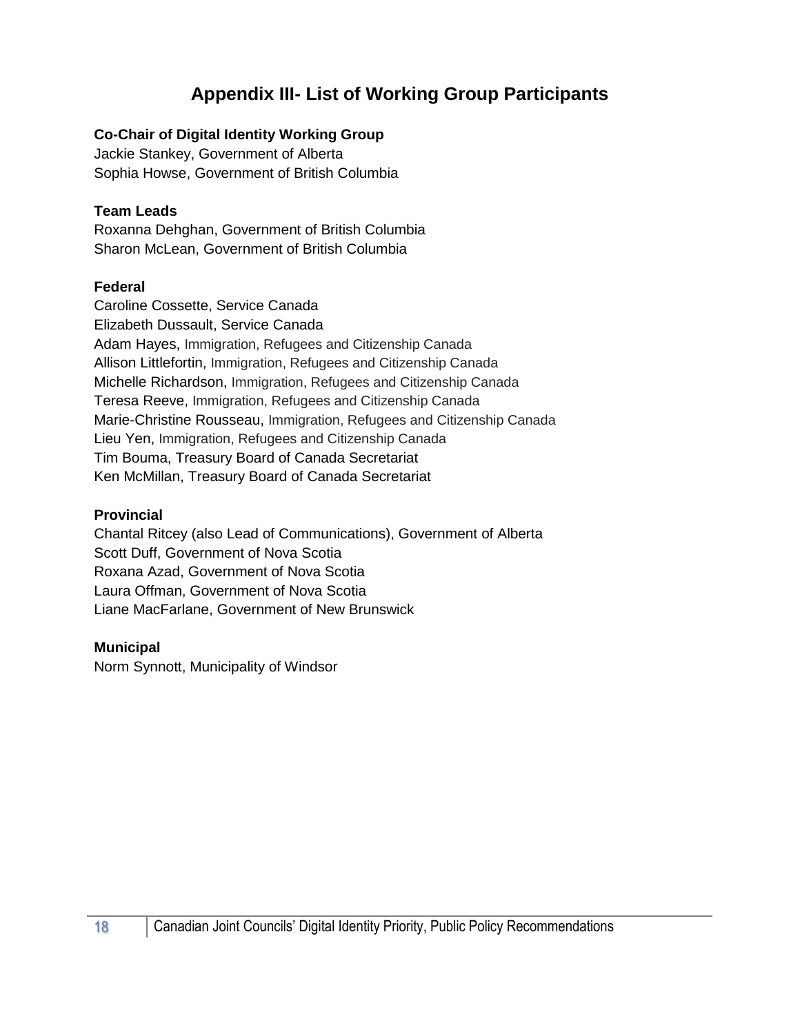# Appendix III- List of Working Group Participants

**Co-Chair of Digital Identity Working Group**
Jackie Stankey, Government of Alberta
Sophia Howse, Government of British Columbia

**Team Leads**
Roxanna Dehghan, Government of British Columbia
Sharon McLean, Government of British Columbia

**Federal**
Caroline Cossette, Service Canada
Elizabeth Dussault, Service Canada
Adam Hayes, Immigration, Refugees and Citizenship Canada
Allison Littlefortin, Immigration, Refugees and Citizenship Canada
Michelle Richardson, Immigration, Refugees and Citizenship Canada
Teresa Reeve, Immigration, Refugees and Citizenship Canada
Marie-Christine Rousseau, Immigration, Refugees and Citizenship Canada
Lieu Yen, Immigration, Refugees and Citizenship Canada
Tim Bouma, Treasury Board of Canada Secretariat
Ken McMillan, Treasury Board of Canada Secretariat

**Provincial**
Chantal Ritcey (also Lead of Communications), Government of Alberta
Scott Duff, Government of Nova Scotia
Roxana Azad, Government of Nova Scotia
Laura Offman, Government of Nova Scotia
Liane MacFarlane, Government of New Brunswick

**Municipal**
Norm Synnott, Municipality of Windsor